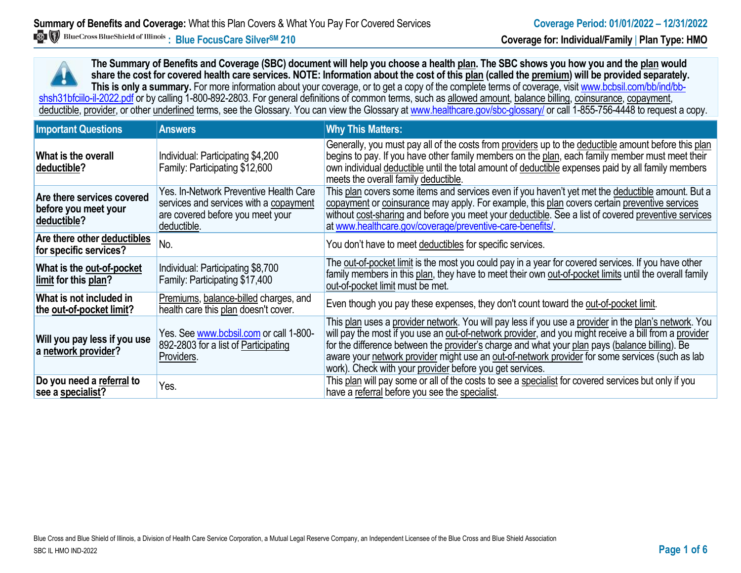**Summary of Benefits and Coverage:** What this Plan Covers & What You Pay For Covered Services

**Coverage Period: 01/01/2022 – 12/31/2022**

BlueCross BlueShield of Illinois : **Blue FocusCare Silver℠ 210**

**Coverage for: Individual/Family | Plan Type: HMO**

**The Summary of Benefits and Coverage (SBC) document will help you choose a health plan. The SBC shows you how you and the plan would share the cost for covered health care services. NOTE: Information about the cost of this plan (called the premium) will be provided separately. This is only a summary.** For more information about your coverage, or to get a copy of the complete terms of coverage, visit www.bcbsil.com/bb/ind/bb-shsh31bfciilo-il-2022.pdf or by calling 1-800-892-2803. For general definitions of common terms, such as allowed amount, balance billing, coinsurance, copayment, deductible, provider, or other underlined terms, see the Glossary. You can view the Glossary at www.healthcare.gov/sbc-glossary/ or call 1-855-756-4448 to request a copy.

| Important Questions | Answers | Why This Matters: |
|---|---|---|
| **What is the overall deductible?** | Individual: Participating $4,200<br>Family: Participating $12,600 | Generally, you must pay all of the costs from providers up to the deductible amount before this plan begins to pay. If you have other family members on the plan, each family member must meet their own individual deductible until the total amount of deductible expenses paid by all family members meets the overall family deductible. |
| **Are there services covered before you meet your deductible?** | Yes. In-Network Preventive Health Care services and services with a copayment are covered before you meet your deductible. | This plan covers some items and services even if you haven't yet met the deductible amount. But a copayment or coinsurance may apply. For example, this plan covers certain preventive services without cost-sharing and before you meet your deductible. See a list of covered preventive services at www.healthcare.gov/coverage/preventive-care-benefits/. |
| **Are there other deductibles for specific services?** | No. | You don't have to meet deductibles for specific services. |
| **What is the out-of-pocket limit for this plan?** | Individual: Participating $8,700<br>Family: Participating $17,400 | The out-of-pocket limit is the most you could pay in a year for covered services. If you have other family members in this plan, they have to meet their own out-of-pocket limits until the overall family out-of-pocket limit must be met. |
| **What is not included in the out-of-pocket limit?** | Premiums, balance-billed charges, and health care this plan doesn't cover. | Even though you pay these expenses, they don't count toward the out-of-pocket limit. |
| **Will you pay less if you use a network provider?** | Yes. See www.bcbsil.com or call 1-800-892-2803 for a list of Participating Providers. | This plan uses a provider network. You will pay less if you use a provider in the plan's network. You will pay the most if you use an out-of-network provider, and you might receive a bill from a provider for the difference between the provider's charge and what your plan pays (balance billing). Be aware your network provider might use an out-of-network provider for some services (such as lab work). Check with your provider before you get services. |
| **Do you need a referral to see a specialist?** | Yes. | This plan will pay some or all of the costs to see a specialist for covered services but only if you have a referral before you see the specialist. |

Blue Cross and Blue Shield of Illinois, a Division of Health Care Service Corporation, a Mutual Legal Reserve Company, an Independent Licensee of the Blue Cross and Blue Shield Association

SBC IL HMO IND-2022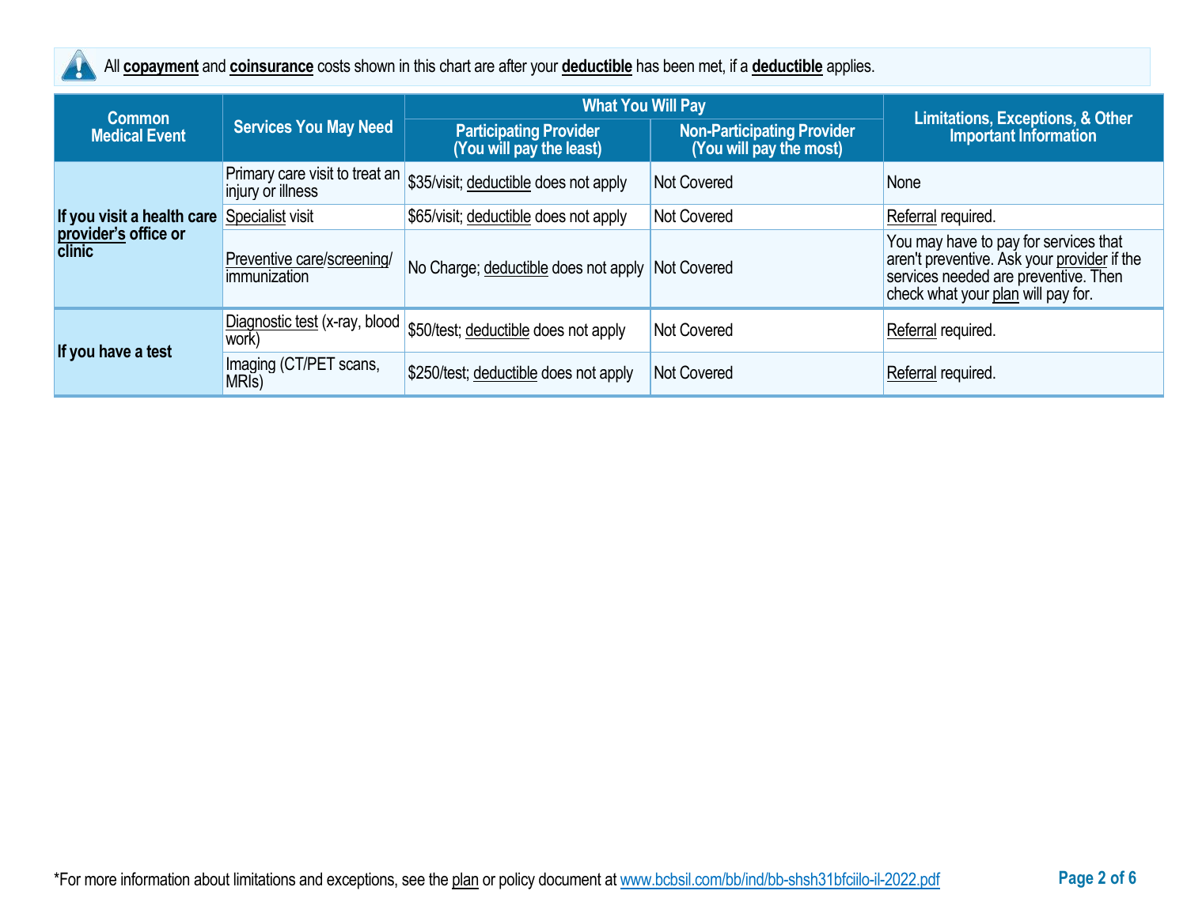All **copayment** and **coinsurance** costs shown in this chart are after your **deductible** has been met, if a **deductible** applies.

| Common Medical Event | Services You May Need | What You Will Pay: Participating Provider (You will pay the least) | What You Will Pay: Non-Participating Provider (You will pay the most) | Limitations, Exceptions, & Other Important Information |
|---|---|---|---|---|
| **If you visit a health care provider's office or clinic** | Primary care visit to treat an injury or illness | $35/visit; deductible does not apply | Not Covered | None |
| | Specialist visit | $65/visit; deductible does not apply | Not Covered | Referral required. |
| | Preventive care/screening/ immunization | No Charge; deductible does not apply | Not Covered | You may have to pay for services that aren't preventive. Ask your provider if the services needed are preventive. Then check what your plan will pay for. |
| **If you have a test** | Diagnostic test (x-ray, blood work) | $50/test; deductible does not apply | Not Covered | Referral required. |
| | Imaging (CT/PET scans, MRIs) | $250/test; deductible does not apply | Not Covered | Referral required. |

*For more information about limitations and exceptions, see the plan or policy document at www.bcbsil.com/bb/ind/bb-shsh31bfciilo-il-2022.pdf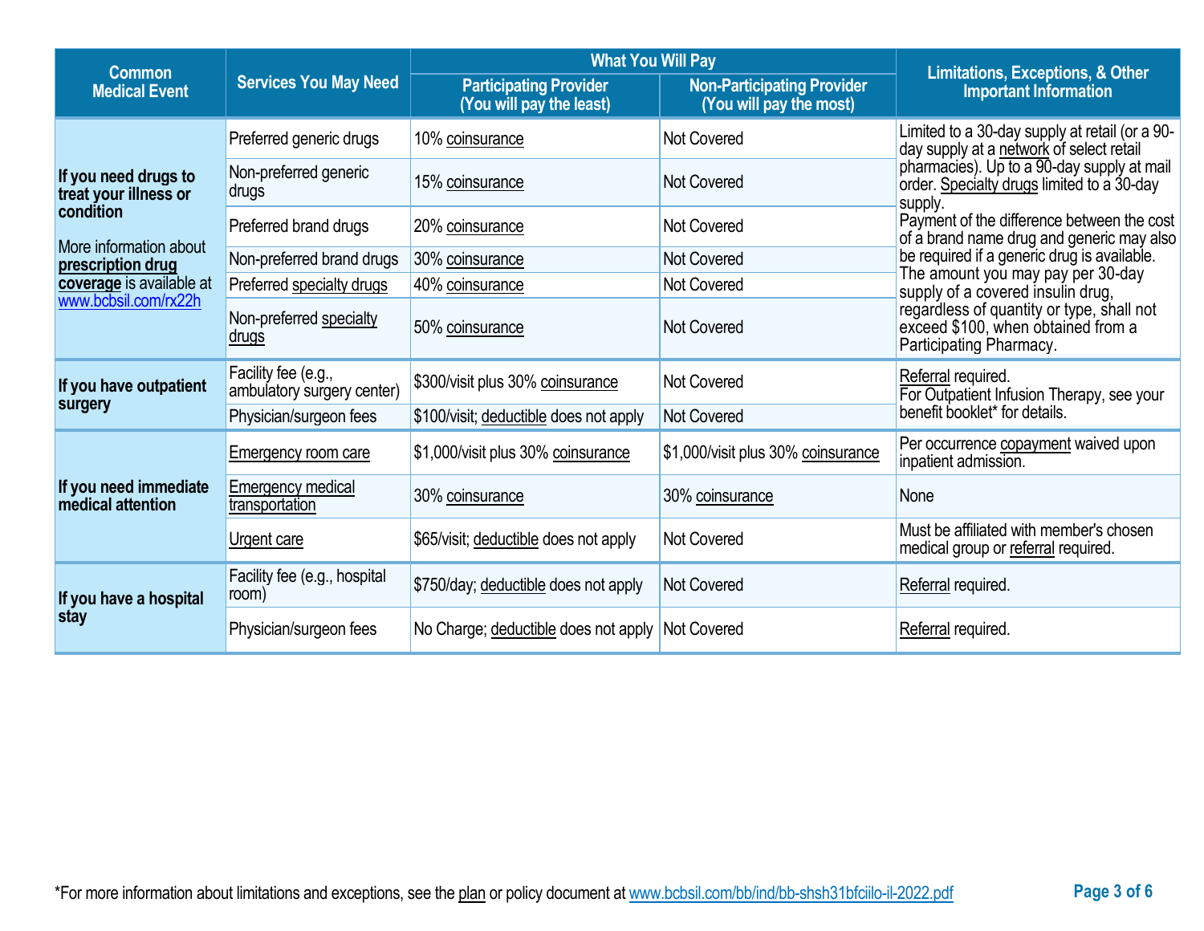| Common Medical Event | Services You May Need | What You Will Pay | | Limitations, Exceptions, & Other Important Information |
|---|---|---|---|---|
| | | Participating Provider (You will pay the least) | Non-Participating Provider (You will pay the most) | |
| **If you need drugs to treat your illness or condition** More information about **prescription drug coverage** is available at www.bcbsil.com/rx22h | Preferred generic drugs | 10% coinsurance | Not Covered | Limited to a 30-day supply at retail (or a 90-day supply at a network of select retail pharmacies). Up to a 90-day supply at mail order. Specialty drugs limited to a 30-day supply. Payment of the difference between the cost of a brand name drug and generic may also be required if a generic drug is available. The amount you may pay per 30-day supply of a covered insulin drug, regardless of quantity or type, shall not exceed $100, when obtained from a Participating Pharmacy. |
| | Non-preferred generic drugs | 15% coinsurance | Not Covered | |
| | Preferred brand drugs | 20% coinsurance | Not Covered | |
| | Non-preferred brand drugs | 30% coinsurance | Not Covered | |
| | Preferred specialty drugs | 40% coinsurance | Not Covered | |
| | Non-preferred specialty drugs | 50% coinsurance | Not Covered | |
| **If you have outpatient surgery** | Facility fee (e.g., ambulatory surgery center) | $300/visit plus 30% coinsurance | Not Covered | Referral required. For Outpatient Infusion Therapy, see your benefit booklet* for details. |
| | Physician/surgeon fees | $100/visit; deductible does not apply | Not Covered | |
| **If you need immediate medical attention** | Emergency room care | $1,000/visit plus 30% coinsurance | $1,000/visit plus 30% coinsurance | Per occurrence copayment waived upon inpatient admission. |
| | Emergency medical transportation | 30% coinsurance | 30% coinsurance | None |
| | Urgent care | $65/visit; deductible does not apply | Not Covered | Must be affiliated with member's chosen medical group or referral required. |
| **If you have a hospital stay** | Facility fee (e.g., hospital room) | $750/day; deductible does not apply | Not Covered | Referral required. |
| | Physician/surgeon fees | No Charge; deductible does not apply | Not Covered | Referral required. |

*For more information about limitations and exceptions, see the plan or policy document at www.bcbsil.com/bb/ind/bb-shsh31bfciilo-il-2022.pdf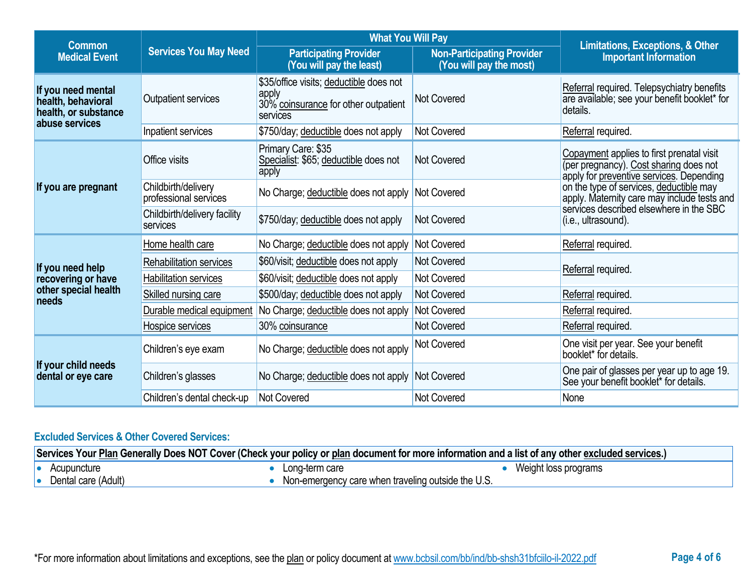| Common Medical Event | Services You May Need | What You Will Pay | | Limitations, Exceptions, & Other Important Information |
|---|---|---|---|---|
| | | Participating Provider (You will pay the least) | Non-Participating Provider (You will pay the most) | |
| If you need mental health, behavioral health, or substance abuse services | Outpatient services | $35/office visits; deductible does not apply<br>30% coinsurance for other outpatient services | Not Covered | Referral required. Telepsychiatry benefits are available; see your benefit booklet* for details. |
| | Inpatient services | $750/day; deductible does not apply | Not Covered | Referral required. |
| If you are pregnant | Office visits | Primary Care: $35<br>Specialist: $65; deductible does not apply | Not Covered | Copayment applies to first prenatal visit (per pregnancy). Cost sharing does not apply for preventive services. Depending on the type of services, deductible may apply. Maternity care may include tests and services described elsewhere in the SBC (i.e., ultrasound). |
| | Childbirth/delivery professional services | No Charge; deductible does not apply | Not Covered | |
| | Childbirth/delivery facility services | $750/day; deductible does not apply | Not Covered | |
| If you need help recovering or have other special health needs | Home health care | No Charge; deductible does not apply | Not Covered | Referral required. |
| | Rehabilitation services | $60/visit; deductible does not apply | Not Covered | Referral required. |
| | Habilitation services | $60/visit; deductible does not apply | Not Covered | |
| | Skilled nursing care | $500/day; deductible does not apply | Not Covered | Referral required. |
| | Durable medical equipment | No Charge; deductible does not apply | Not Covered | Referral required. |
| | Hospice services | 30% coinsurance | Not Covered | Referral required. |
| If your child needs dental or eye care | Children's eye exam | No Charge; deductible does not apply | Not Covered | One visit per year. See your benefit booklet* for details. |
| | Children's glasses | No Charge; deductible does not apply | Not Covered | One pair of glasses per year up to age 19. See your benefit booklet* for details. |
| | Children's dental check-up | Not Covered | Not Covered | None |

### Excluded Services & Other Covered Services:

**Services Your Plan Generally Does NOT Cover (Check your policy or plan document for more information and a list of any other excluded services.)**

- Acupuncture
- Dental care (Adult)
- Long-term care
- Non-emergency care when traveling outside the U.S.
- Weight loss programs

*For more information about limitations and exceptions, see the plan or policy document at www.bcbsil.com/bb/ind/bb-shsh31bfciilo-il-2022.pdf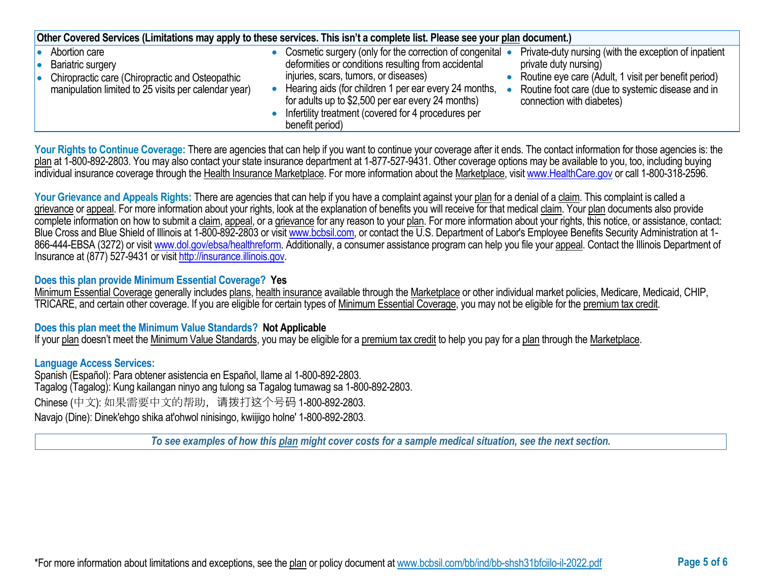| Other Covered Services (Limitations may apply to these services. This isn't a complete list. Please see your plan document.) | | |
|---|---|---|
| • Abortion care<br>• Bariatric surgery<br>• Chiropractic care (Chiropractic and Osteopathic manipulation limited to 25 visits per calendar year) | • Cosmetic surgery (only for the correction of congenital deformities or conditions resulting from accidental injuries, scars, tumors, or diseases)<br>• Hearing aids (for children 1 per ear every 24 months, for adults up to $2,500 per ear every 24 months)<br>• Infertility treatment (covered for 4 procedures per benefit period) | • Private-duty nursing (with the exception of inpatient private duty nursing)<br>• Routine eye care (Adult, 1 visit per benefit period)<br>• Routine foot care (due to systemic disease and in connection with diabetes) |

**Your Rights to Continue Coverage:** There are agencies that can help if you want to continue your coverage after it ends. The contact information for those agencies is: the plan at 1-800-892-2803. You may also contact your state insurance department at 1-877-527-9431. Other coverage options may be available to you, too, including buying individual insurance coverage through the Health Insurance Marketplace. For more information about the Marketplace, visit www.HealthCare.gov or call 1-800-318-2596.

**Your Grievance and Appeals Rights:** There are agencies that can help if you have a complaint against your plan for a denial of a claim. This complaint is called a grievance or appeal. For more information about your rights, look at the explanation of benefits you will receive for that medical claim. Your plan documents also provide complete information on how to submit a claim, appeal, or a grievance for any reason to your plan. For more information about your rights, this notice, or assistance, contact: Blue Cross and Blue Shield of Illinois at 1-800-892-2803 or visit www.bcbsil.com, or contact the U.S. Department of Labor's Employee Benefits Security Administration at 1-866-444-EBSA (3272) or visit www.dol.gov/ebsa/healthreform. Additionally, a consumer assistance program can help you file your appeal. Contact the Illinois Department of Insurance at (877) 527-9431 or visit http://insurance.illinois.gov.

**Does this plan provide Minimum Essential Coverage? Yes**

Minimum Essential Coverage generally includes plans, health insurance available through the Marketplace or other individual market policies, Medicare, Medicaid, CHIP, TRICARE, and certain other coverage. If you are eligible for certain types of Minimum Essential Coverage, you may not be eligible for the premium tax credit.

**Does this plan meet the Minimum Value Standards? Not Applicable**

If your plan doesn't meet the Minimum Value Standards, you may be eligible for a premium tax credit to help you pay for a plan through the Marketplace.

**Language Access Services:**

Spanish (Español): Para obtener asistencia en Español, llame al 1-800-892-2803.
Tagalog (Tagalog): Kung kailangan ninyo ang tulong sa Tagalog tumawag sa 1-800-892-2803.
Chinese (中文): 如果需要中文的帮助，请拨打这个号码 1-800-892-2803.
Navajo (Dine): Dinek'ehgo shika at'ohwol ninisingo, kwiijigo holne' 1-800-892-2803.

*To see examples of how this plan might cover costs for a sample medical situation, see the next section.*

*For more information about limitations and exceptions, see the plan or policy document at www.bcbsil.com/bb/ind/bb-shsh31bfciilo-il-2022.pdf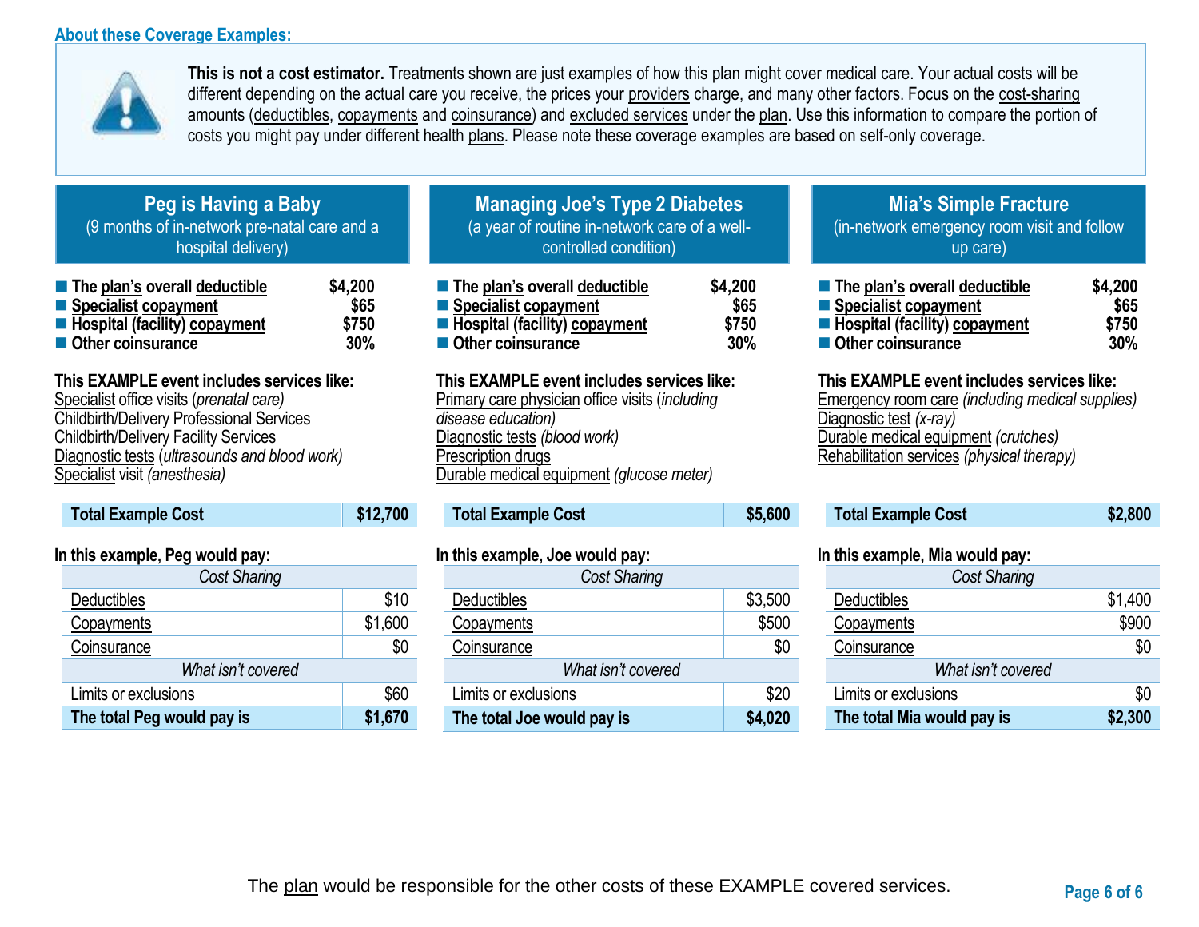### About these Coverage Examples:

**This is not a cost estimator.** Treatments shown are just examples of how this plan might cover medical care. Your actual costs will be different depending on the actual care you receive, the prices your providers charge, and many other factors. Focus on the cost-sharing amounts (deductibles, copayments and coinsurance) and excluded services under the plan. Use this information to compare the portion of costs you might pay under different health plans. Please note these coverage examples are based on self-only coverage.

## Peg is Having a Baby
(9 months of in-network pre-natal care and a hospital delivery)

- **The plan's overall deductible** **$4,200**
- **Specialist copayment** **$65**
- **Hospital (facility) copayment** **$750**
- **Other coinsurance** **30%**

**This EXAMPLE event includes services like:**
Specialist office visits (*prenatal care*)
Childbirth/Delivery Professional Services
Childbirth/Delivery Facility Services
Diagnostic tests (*ultrasounds and blood work*)
Specialist visit *(anesthesia)*

| **Total Example Cost** | **$12,700** |
|---|---|

**In this example, Peg would pay:**

| *Cost Sharing* | |
|---|---|
| Deductibles | $10 |
| Copayments | $1,600 |
| Coinsurance | $0 |
| *What isn't covered* | |
| Limits or exclusions | $60 |
| **The total Peg would pay is** | **$1,670** |

## Managing Joe's Type 2 Diabetes
(a year of routine in-network care of a well-controlled condition)

- **The plan's overall deductible** **$4,200**
- **Specialist copayment** **$65**
- **Hospital (facility) copayment** **$750**
- **Other coinsurance** **30%**

**This EXAMPLE event includes services like:**
Primary care physician office visits (*including disease education)*
Diagnostic tests *(blood work)*
Prescription drugs
Durable medical equipment *(glucose meter)*

| **Total Example Cost** | **$5,600** |
|---|---|

**In this example, Joe would pay:**

| *Cost Sharing* | |
|---|---|
| Deductibles | $3,500 |
| Copayments | $500 |
| Coinsurance | $0 |
| *What isn't covered* | |
| Limits or exclusions | $20 |
| **The total Joe would pay is** | **$4,020** |

## Mia's Simple Fracture
(in-network emergency room visit and follow up care)

- **The plan's overall deductible** **$4,200**
- **Specialist copayment** **$65**
- **Hospital (facility) copayment** **$750**
- **Other coinsurance** **30%**

**This EXAMPLE event includes services like:**
Emergency room care *(including medical supplies)*
Diagnostic test *(x-ray)*
Durable medical equipment *(crutches)*
Rehabilitation services *(physical therapy)*

| **Total Example Cost** | **$2,800** |
|---|---|

**In this example, Mia would pay:**

| *Cost Sharing* | |
|---|---|
| Deductibles | $1,400 |
| Copayments | $900 |
| Coinsurance | $0 |
| *What isn't covered* | |
| Limits or exclusions | $0 |
| **The total Mia would pay is** | **$2,300** |

The plan would be responsible for the other costs of these EXAMPLE covered services.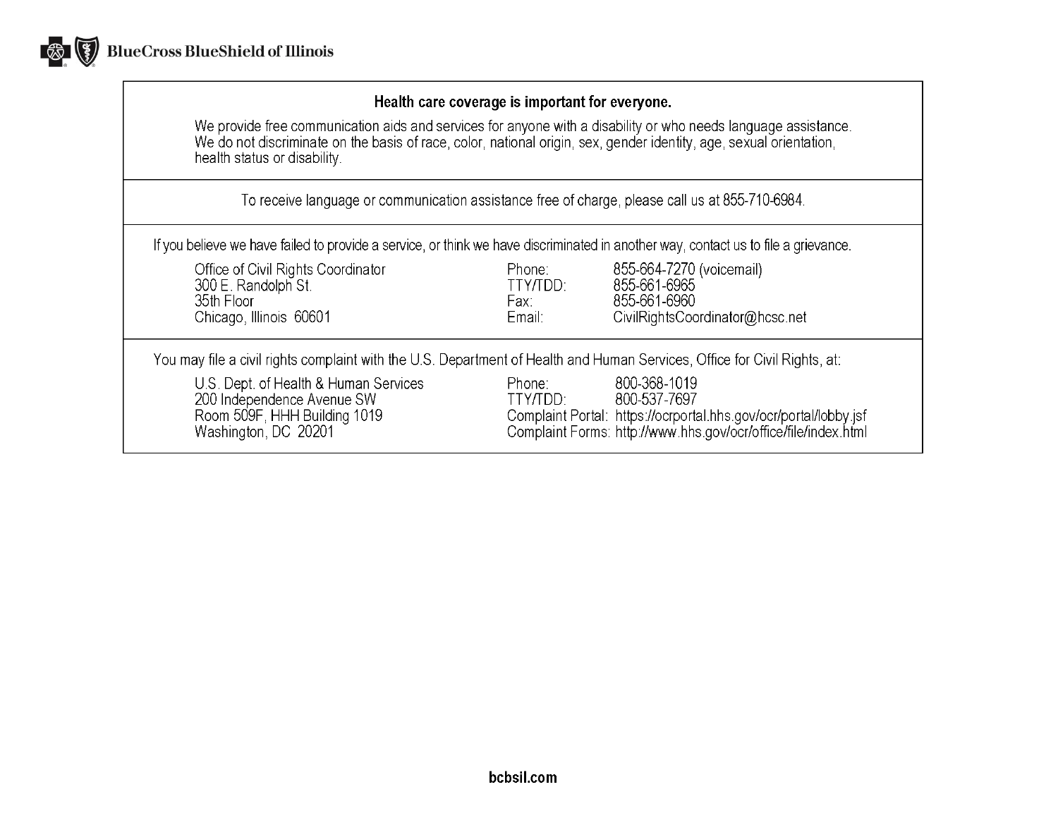BlueCross BlueShield of Illinois

**Health care coverage is important for everyone.**

We provide free communication aids and services for anyone with a disability or who needs language assistance. We do not discriminate on the basis of race, color, national origin, sex, gender identity, age, sexual orientation, health status or disability.

To receive language or communication assistance free of charge, please call us at 855-710-6984.

If you believe we have failed to provide a service, or think we have discriminated in another way, contact us to file a grievance.

Office of Civil Rights Coordinator
300 E. Randolph St.
35th Floor
Chicago, Illinois 60601

Phone: 855-664-7270 (voicemail)
TTY/TDD: 855-661-6965
Fax: 855-661-6960
Email: CivilRightsCoordinator@hcsc.net

You may file a civil rights complaint with the U.S. Department of Health and Human Services, Office for Civil Rights, at:

U.S. Dept. of Health & Human Services
200 Independence Avenue SW
Room 509F, HHH Building 1019
Washington, DC 20201

Phone: 800-368-1019
TTY/TDD: 800-537-7697
Complaint Portal: https://ocrportal.hhs.gov/ocr/portal/lobby.jsf
Complaint Forms: http://www.hhs.gov/ocr/office/file/index.html

bcbsil.com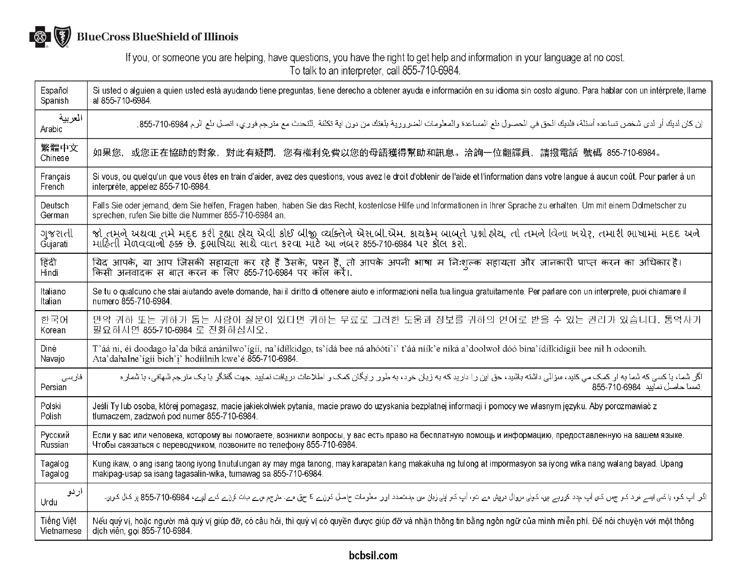BlueCross BlueShield of Illinois

If you, or someone you are helping, have questions, you have the right to get help and information in your language at no cost.
To talk to an interpreter, call 855-710-6984.

| | |
|---|---|
| Español Spanish | Si usted o alguien a quien usted está ayudando tiene preguntas, tiene derecho a obtener ayuda e información en su idioma sin costo alguno. Para hablar con un intérprete, llame al 855-710-6984. |
| العربية Arabic | إن كان لديك أو لدى شخص تساعده أسئلة، فلديك الحق في الحصول على المساعدة والمعلومات الضرورية بلغتك من دون اية تكلفة .للتحدث مع مترجم فوري، اتصل على الرقم 855-710-6984. |
| 繁體中文 Chinese | 如果您，或您正在協助的對象，對此有疑問，您有權利免費以您的母語獲得幫助和訊息。洽詢一位翻譯員，請撥電話 號碼 855-710-6984。 |
| Français French | Si vous, ou quelqu'un que vous êtes en train d'aider, avez des questions, vous avez le droit d'obtenir de l'aide et l'information dans votre langue à aucun coût. Pour parler à un interprète, appelez 855-710-6984. |
| Deutsch German | Falls Sie oder jemand, dem Sie helfen, Fragen haben, haben Sie das Recht, kostenlose Hilfe und Informationen in Ihrer Sprache zu erhalten. Um mit einem Dolmetscher zu sprechen, rufen Sie bitte die Nummer 855-710-6984 an. |
| ગુજરાતી Gujarati | જો તમને અથવા તમે મદદ કરી રહ્યા હોય એવી કોઈ બીજી વ્યક્તિને એસ.બી.એમ. કાયક્રમ બાબતે પ્રશ્નો હોય, તો તમને વિના ખર્ચે, તમારી ભાષામાં મદદ અને માહિતી મેળવવાનો હક્ક છે. દુભાષિયા સાથે વાત કરવા માટે આ નંબર 855-710-6984 પર કૉલ કરો. |
| हिंदी Hindi | यदि आपके, या आप जिसकी सहायता कर रहे हैं उसके, प्रश्न हैं, तो आपके अपनी भाषा म निःशुल्क सहायता और जानकारी प्राप्त करन का अधिकार है। किसी अनवादक स बात करन क लिए 855-710-6984 पर कॉल करें। |
| Italiano Italian | Se tu o qualcuno che stai aiutando avete domande, hai il diritto di ottenere aiuto e informazioni nella tua lingua gratuitamente. Per parlare con un interprete, puoi chiamare il numero 855-710-6984. |
| 한국어 Korean | 만약 귀하 또는 귀하가 돕는 사람이 질문이 있다면 귀하는 무료로 그러한 도움과 정보를 귀하의 언어로 받을 수 있는 권리가 있습니다. 통역사가 필요하시면 855-710-6984 로 전화하십시오. |
| Diné Navajo | T'áá ni, éí doodago ła'da bíká anánílwo'ígíí, na'ídíłkidgo, ts'ídá bee ná ahóóti'i' t'áá níík'e níká a'doolwoł dóó bína'ídíłkidígíí bee nił h odoonih. Ata'dahalne'ígíí bich'į' hodíílnih kwe'é 855-710-6984. |
| فارسی Persian | اگر شما، یا کسی که شما به او کمک می کنید، سؤالی داشته باشید، حق این را دارید که به زبان خود، به طور رایگان کمک و اطلاعات دریافت نمایید. جهت گفتگو با یک مترجم شفاهی، با شماره 855-710-6984 تماس حاصل نمایید. |
| Polski Polish | Jeśli Ty lub osoba, której pomagasz, macie jakiekolwiek pytania, macie prawo do uzyskania bezpłatnej informacji i pomocy we własnym języku. Aby porozmawiać z tłumaczem, zadzwoń pod numer 855-710-6984. |
| Русский Russian | Если у вас или человека, которому вы помогаете, возникли вопросы, у вас есть право на бесплатную помощь и информацию, предоставленную на вашем языке. Чтобы связаться с переводчиком, позвоните по телефону 855-710-6984. |
| Tagalog Tagalog | Kung ikaw, o ang isang taong iyong tinutulungan ay may mga tanong, may karapatan kang makakuha ng tulong at impormasyon sa iyong wika nang walang bayad. Upang makipag-usap sa isang tagasalin-wika, tumawag sa 855-710-6984. |
| اردو Urdu | اگر آپ کو، یا کسی ایسے فرد کو جس کی آپ مدد کررہے ہیں، کوئی سوال درپیش ہے تو، آپ کو اپنی زبان میں مفت مدد اور معلومات حاصل کرنے کا حق ہے۔ مترجم سے بات کرنے کے لیے، 855-710-6984 پر کال کریں۔ |
| Tiếng Việt Vietnamese | Nếu quý vị, hoặc người mà quý vị giúp đỡ, có câu hỏi, thì quý vị có quyền được giúp đỡ và nhận thông tin bằng ngôn ngữ của mình miễn phí. Để nói chuyện với một thông dịch viên, gọi 855-710-6984. |

bcbsil.com